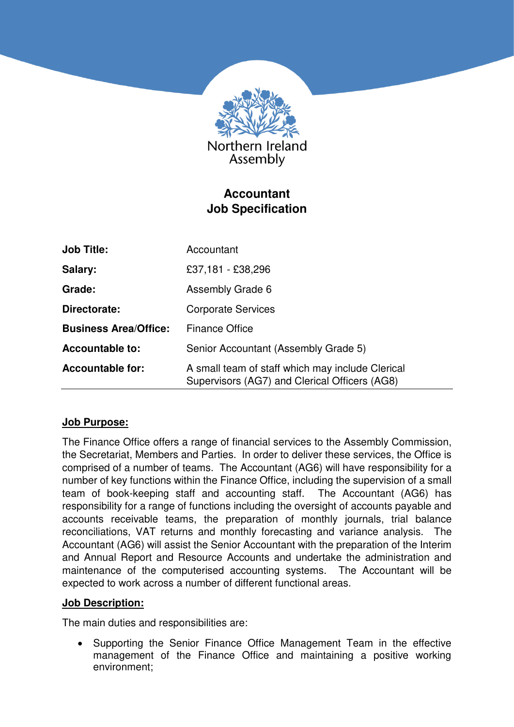Northern Ireland Assembly

# Accountant
# Job Specification

| | |
|---|---|
| **Job Title:** | Accountant |
| **Salary:** | £37,181 - £38,296 |
| **Grade:** | Assembly Grade 6 |
| **Directorate:** | Corporate Services |
| **Business Area/Office:** | Finance Office |
| **Accountable to:** | Senior Accountant (Assembly Grade 5) |
| **Accountable for:** | A small team of staff which may include Clerical Supervisors (AG7) and Clerical Officers (AG8) |

## Job Purpose:

The Finance Office offers a range of financial services to the Assembly Commission, the Secretariat, Members and Parties. In order to deliver these services, the Office is comprised of a number of teams. The Accountant (AG6) will have responsibility for a number of key functions within the Finance Office, including the supervision of a small team of book-keeping staff and accounting staff. The Accountant (AG6) has responsibility for a range of functions including the oversight of accounts payable and accounts receivable teams, the preparation of monthly journals, trial balance reconciliations, VAT returns and monthly forecasting and variance analysis. The Accountant (AG6) will assist the Senior Accountant with the preparation of the Interim and Annual Report and Resource Accounts and undertake the administration and maintenance of the computerised accounting systems. The Accountant will be expected to work across a number of different functional areas.

## Job Description:

The main duties and responsibilities are:

- Supporting the Senior Finance Office Management Team in the effective management of the Finance Office and maintaining a positive working environment;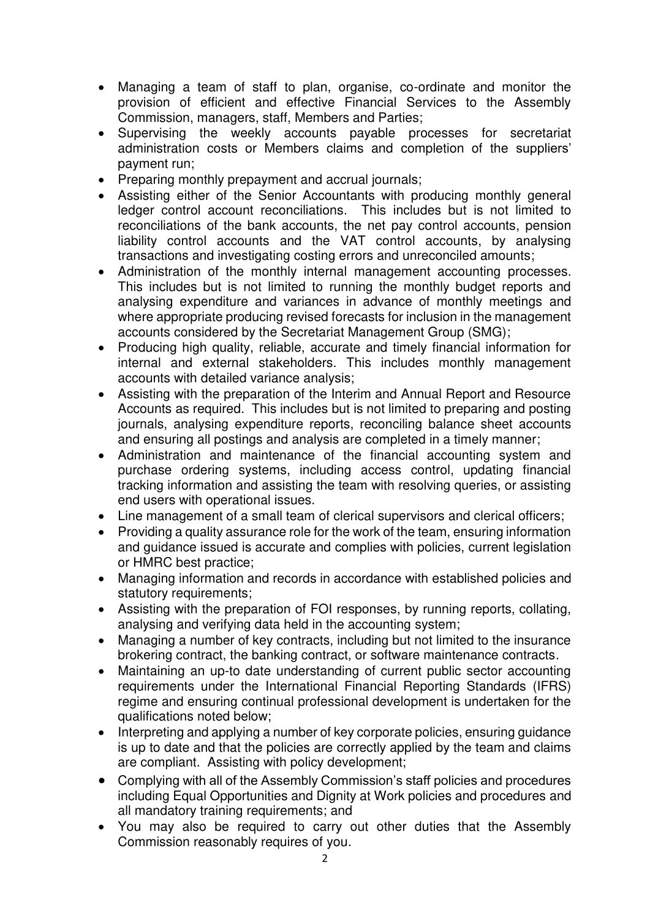- Managing a team of staff to plan, organise, co-ordinate and monitor the provision of efficient and effective Financial Services to the Assembly Commission, managers, staff, Members and Parties;
- Supervising the weekly accounts payable processes for secretariat administration costs or Members claims and completion of the suppliers' payment run;
- Preparing monthly prepayment and accrual journals;
- Assisting either of the Senior Accountants with producing monthly general ledger control account reconciliations. This includes but is not limited to reconciliations of the bank accounts, the net pay control accounts, pension liability control accounts and the VAT control accounts, by analysing transactions and investigating costing errors and unreconciled amounts;
- Administration of the monthly internal management accounting processes. This includes but is not limited to running the monthly budget reports and analysing expenditure and variances in advance of monthly meetings and where appropriate producing revised forecasts for inclusion in the management accounts considered by the Secretariat Management Group (SMG);
- Producing high quality, reliable, accurate and timely financial information for internal and external stakeholders. This includes monthly management accounts with detailed variance analysis;
- Assisting with the preparation of the Interim and Annual Report and Resource Accounts as required. This includes but is not limited to preparing and posting journals, analysing expenditure reports, reconciling balance sheet accounts and ensuring all postings and analysis are completed in a timely manner;
- Administration and maintenance of the financial accounting system and purchase ordering systems, including access control, updating financial tracking information and assisting the team with resolving queries, or assisting end users with operational issues.
- Line management of a small team of clerical supervisors and clerical officers;
- Providing a quality assurance role for the work of the team, ensuring information and guidance issued is accurate and complies with policies, current legislation or HMRC best practice;
- Managing information and records in accordance with established policies and statutory requirements;
- Assisting with the preparation of FOI responses, by running reports, collating, analysing and verifying data held in the accounting system;
- Managing a number of key contracts, including but not limited to the insurance brokering contract, the banking contract, or software maintenance contracts.
- Maintaining an up-to date understanding of current public sector accounting requirements under the International Financial Reporting Standards (IFRS) regime and ensuring continual professional development is undertaken for the qualifications noted below;
- Interpreting and applying a number of key corporate policies, ensuring guidance is up to date and that the policies are correctly applied by the team and claims are compliant. Assisting with policy development;
- Complying with all of the Assembly Commission's staff policies and procedures including Equal Opportunities and Dignity at Work policies and procedures and all mandatory training requirements; and
- You may also be required to carry out other duties that the Assembly Commission reasonably requires of you.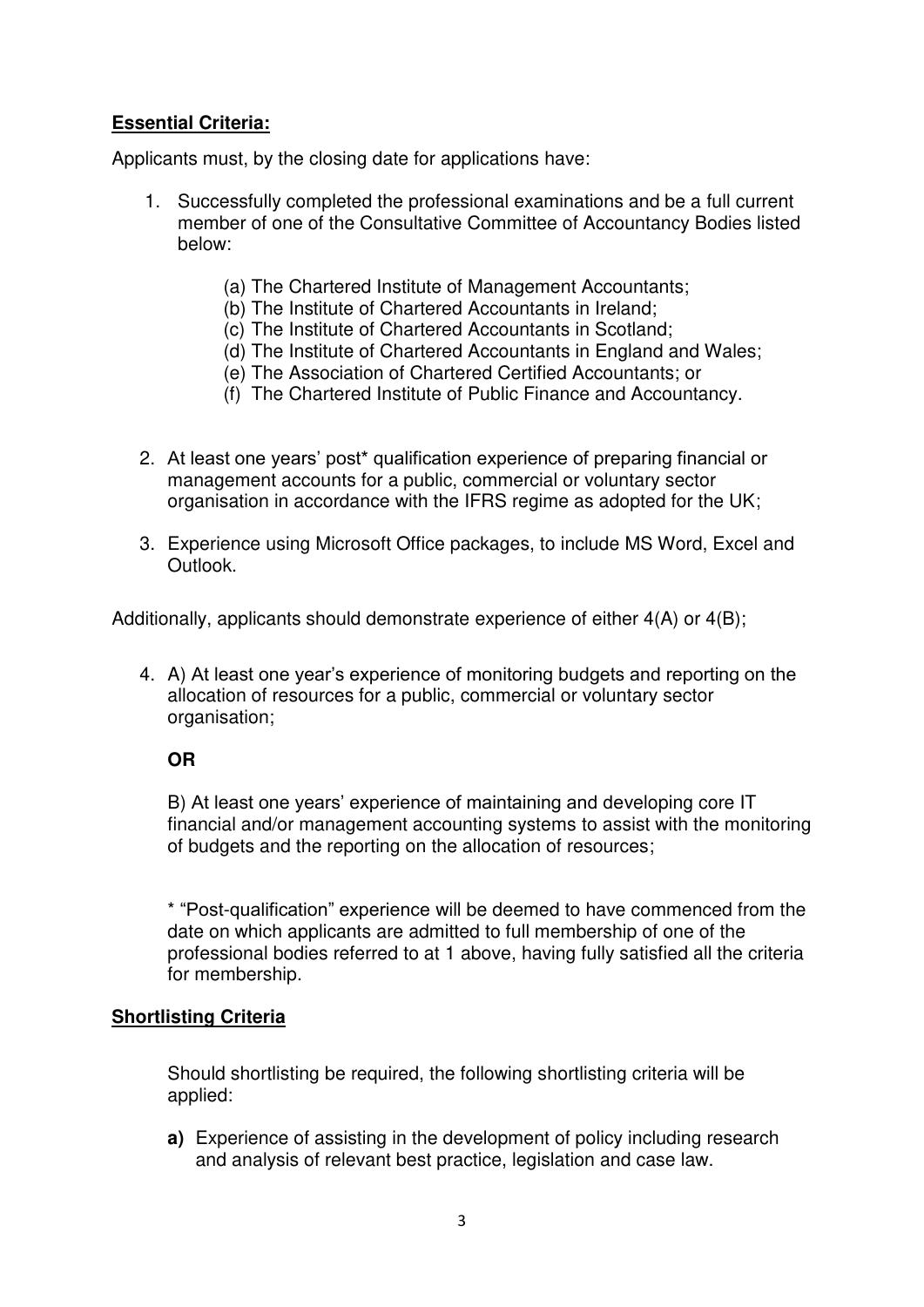**Essential Criteria:**

Applicants must, by the closing date for applications have:

1. Successfully completed the professional examinations and be a full current member of one of the Consultative Committee of Accountancy Bodies listed below:

    (a) The Chartered Institute of Management Accountants;
    (b) The Institute of Chartered Accountants in Ireland;
    (c) The Institute of Chartered Accountants in Scotland;
    (d) The Institute of Chartered Accountants in England and Wales;
    (e) The Association of Chartered Certified Accountants; or
    (f) The Chartered Institute of Public Finance and Accountancy.

2. At least one years' post* qualification experience of preparing financial or management accounts for a public, commercial or voluntary sector organisation in accordance with the IFRS regime as adopted for the UK;

3. Experience using Microsoft Office packages, to include MS Word, Excel and Outlook.

Additionally, applicants should demonstrate experience of either 4(A) or 4(B);

4. A) At least one year's experience of monitoring budgets and reporting on the allocation of resources for a public, commercial or voluntary sector organisation;

    **OR**

    B) At least one years' experience of maintaining and developing core IT financial and/or management accounting systems to assist with the monitoring of budgets and the reporting on the allocation of resources;

    * "Post-qualification" experience will be deemed to have commenced from the date on which applicants are admitted to full membership of one of the professional bodies referred to at 1 above, having fully satisfied all the criteria for membership.

**Shortlisting Criteria**

Should shortlisting be required, the following shortlisting criteria will be applied:

**a)** Experience of assisting in the development of policy including research and analysis of relevant best practice, legislation and case law.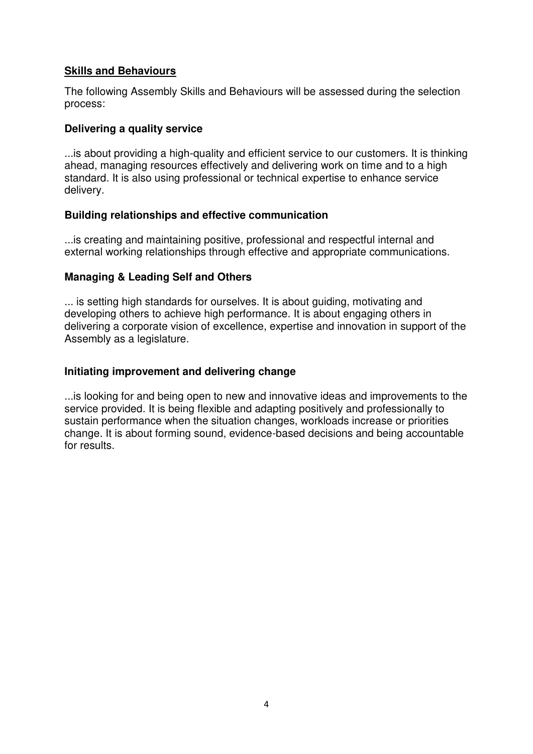## Skills and Behaviours

The following Assembly Skills and Behaviours will be assessed during the selection process:

### Delivering a quality service

...is about providing a high-quality and efficient service to our customers. It is thinking ahead, managing resources effectively and delivering work on time and to a high standard. It is also using professional or technical expertise to enhance service delivery.

### Building relationships and effective communication

...is creating and maintaining positive, professional and respectful internal and external working relationships through effective and appropriate communications.

### Managing & Leading Self and Others

... is setting high standards for ourselves. It is about guiding, motivating and developing others to achieve high performance. It is about engaging others in delivering a corporate vision of excellence, expertise and innovation in support of the Assembly as a legislature.

### Initiating improvement and delivering change

...is looking for and being open to new and innovative ideas and improvements to the service provided. It is being flexible and adapting positively and professionally to sustain performance when the situation changes, workloads increase or priorities change. It is about forming sound, evidence-based decisions and being accountable for results.